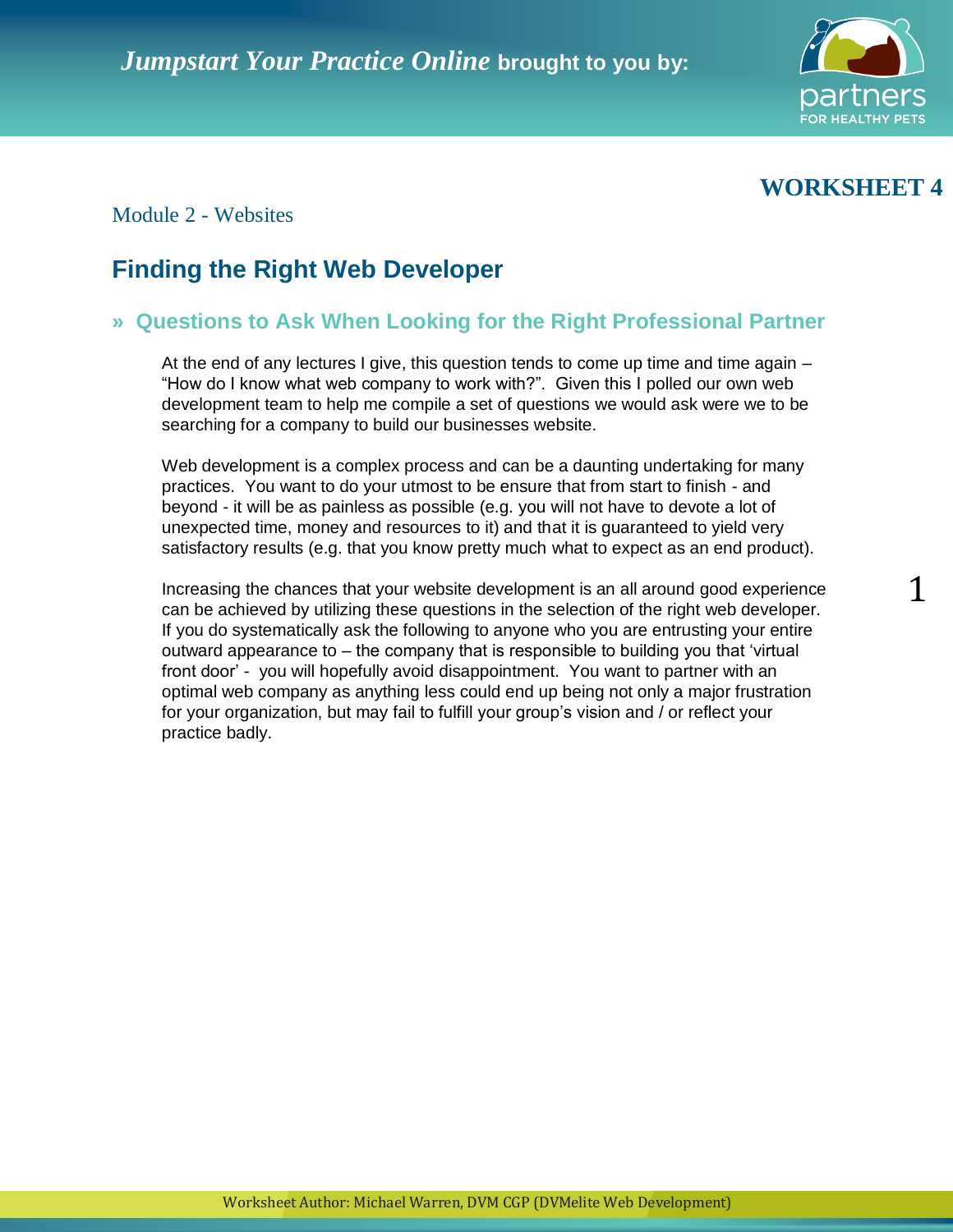*Jumpstart Your Practice Online* **brought to you by:**

## WORKSHEET 4

Module 2 - Websites

# Finding the Right Web Developer

## » Questions to Ask When Looking for the Right Professional Partner

At the end of any lectures I give, this question tends to come up time and time again – "How do I know what web company to work with?". Given this I polled our own web development team to help me compile a set of questions we would ask were we to be searching for a company to build our businesses website.

Web development is a complex process and can be a daunting undertaking for many practices. You want to do your utmost to be ensure that from start to finish - and beyond - it will be as painless as possible (e.g. you will not have to devote a lot of unexpected time, money and resources to it) and that it is guaranteed to yield very satisfactory results (e.g. that you know pretty much what to expect as an end product).

Increasing the chances that your website development is an all around good experience can be achieved by utilizing these questions in the selection of the right web developer. If you do systematically ask the following to anyone who you are entrusting your entire outward appearance to – the company that is responsible to building you that 'virtual front door' - you will hopefully avoid disappointment. You want to partner with an optimal web company as anything less could end up being not only a major frustration for your organization, but may fail to fulfill your group's vision and / or reflect your practice badly.

Worksheet Author: Michael Warren, DVM CGP (DVMelite Web Development)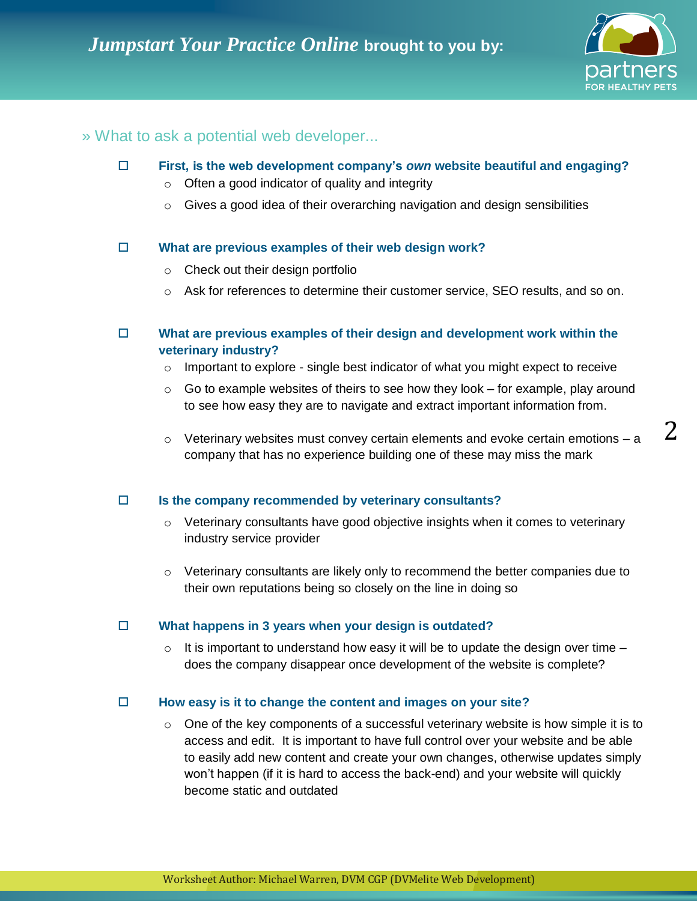## » What to ask a potential web developer...

- [ ] **First, is the web development company's *own* website beautiful and engaging?**
  - Often a good indicator of quality and integrity
  - Gives a good idea of their overarching navigation and design sensibilities

- [ ] **What are previous examples of their web design work?**
  - Check out their design portfolio
  - Ask for references to determine their customer service, SEO results, and so on.

- [ ] **What are previous examples of their design and development work within the veterinary industry?**
  - Important to explore - single best indicator of what you might expect to receive
  - Go to example websites of theirs to see how they look – for example, play around to see how easy they are to navigate and extract important information from.
  - Veterinary websites must convey certain elements and evoke certain emotions – a company that has no experience building one of these may miss the mark

- [ ] **Is the company recommended by veterinary consultants?**
  - Veterinary consultants have good objective insights when it comes to veterinary industry service provider
  - Veterinary consultants are likely only to recommend the better companies due to their own reputations being so closely on the line in doing so

- [ ] **What happens in 3 years when your design is outdated?**
  - It is important to understand how easy it will be to update the design over time – does the company disappear once development of the website is complete?

- [ ] **How easy is it to change the content and images on your site?**
  - One of the key components of a successful veterinary website is how simple it is to access and edit. It is important to have full control over your website and be able to easily add new content and create your own changes, otherwise updates simply won't happen (if it is hard to access the back-end) and your website will quickly become static and outdated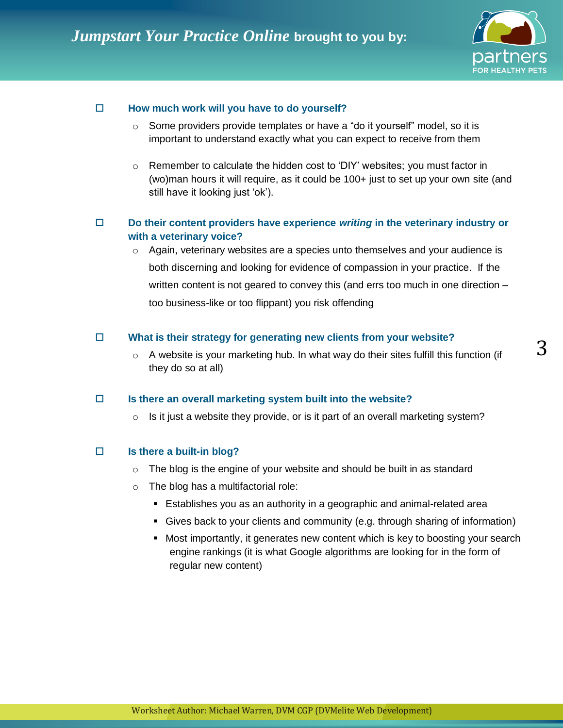- [ ] **How much work will you have to do yourself?**
  - Some providers provide templates or have a "do it yourself" model, so it is important to understand exactly what you can expect to receive from them
  - Remember to calculate the hidden cost to 'DIY' websites; you must factor in (wo)man hours it will require, as it could be 100+ just to set up your own site (and still have it looking just 'ok').

- [ ] **Do their content providers have experience *writing* in the veterinary industry or with a veterinary voice?**
  - Again, veterinary websites are a species unto themselves and your audience is both discerning and looking for evidence of compassion in your practice. If the written content is not geared to convey this (and errs too much in one direction – too business-like or too flippant) you risk offending

- [ ] **What is their strategy for generating new clients from your website?**
  - A website is your marketing hub. In what way do their sites fulfill this function (if they do so at all)

- [ ] **Is there an overall marketing system built into the website?**
  - Is it just a website they provide, or is it part of an overall marketing system?

- [ ] **Is there a built-in blog?**
  - The blog is the engine of your website and should be built in as standard
  - The blog has a multifactorial role:
    - Establishes you as an authority in a geographic and animal-related area
    - Gives back to your clients and community (e.g. through sharing of information)
    - Most importantly, it generates new content which is key to boosting your search engine rankings (it is what Google algorithms are looking for in the form of regular new content)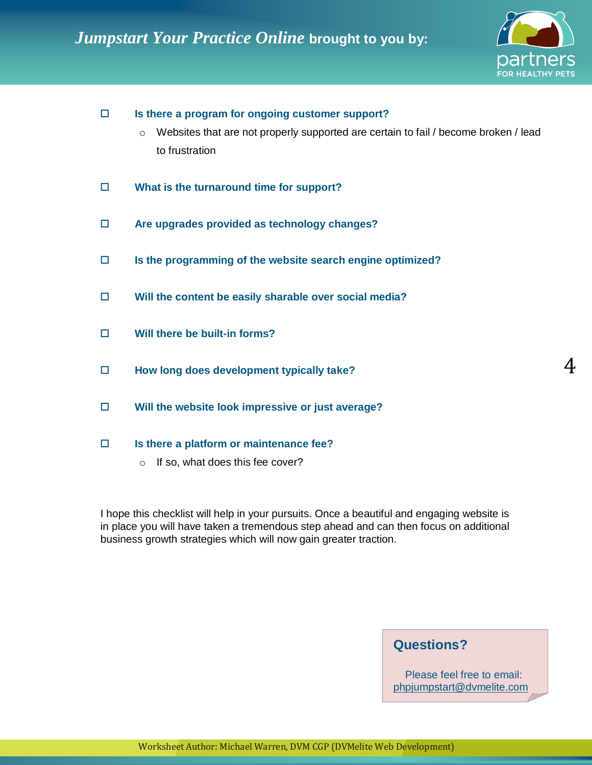- [ ] **Is there a program for ongoing customer support?**
    - Websites that are not properly supported are certain to fail / become broken / lead to frustration

- [ ] **What is the turnaround time for support?**

- [ ] **Are upgrades provided as technology changes?**

- [ ] **Is the programming of the website search engine optimized?**

- [ ] **Will the content be easily sharable over social media?**

- [ ] **Will there be built-in forms?**

- [ ] **How long does development typically take?**

- [ ] **Will the website look impressive or just average?**

- [ ] **Is there a platform or maintenance fee?**
    - If so, what does this fee cover?

I hope this checklist will help in your pursuits. Once a beautiful and engaging website is in place you will have taken a tremendous step ahead and can then focus on additional business growth strategies which will now gain greater traction.

**Questions?**

Please feel free to email: phpjumpstart@dvmelite.com